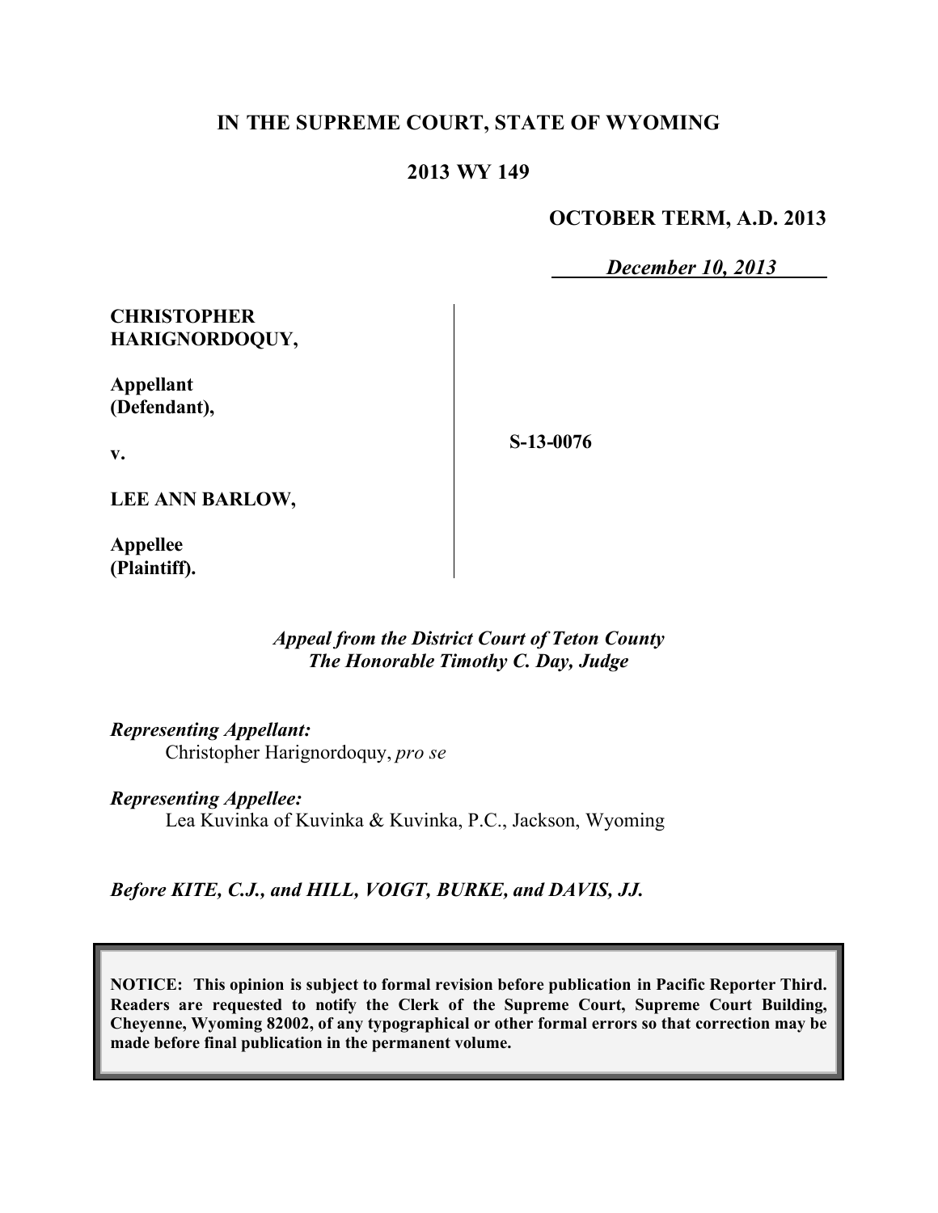**IN THE SUPREME COURT, STATE OF WYOMING**

**2013 WY 149**

**OCTOBER TERM, A.D. 2013**

*December 10, 2013*

| | |
|---|---|
| **CHRISTOPHER HARIGNORDOQUY,**<br><br>**Appellant (Defendant),**<br><br>**v.**<br><br>**LEE ANN BARLOW,**<br><br>**Appellee (Plaintiff).** | **S-13-0076** |

*Appeal from the District Court of Teton County*
*The Honorable Timothy C. Day, Judge*

*Representing Appellant:*
Christopher Harignordoquy, *pro se*

*Representing Appellee:*
Lea Kuvinka of Kuvinka & Kuvinka, P.C., Jackson, Wyoming

*Before KITE, C.J., and HILL, VOIGT, BURKE, and DAVIS, JJ.*

**NOTICE: This opinion is subject to formal revision before publication in Pacific Reporter Third. Readers are requested to notify the Clerk of the Supreme Court, Supreme Court Building, Cheyenne, Wyoming 82002, of any typographical or other formal errors so that correction may be made before final publication in the permanent volume.**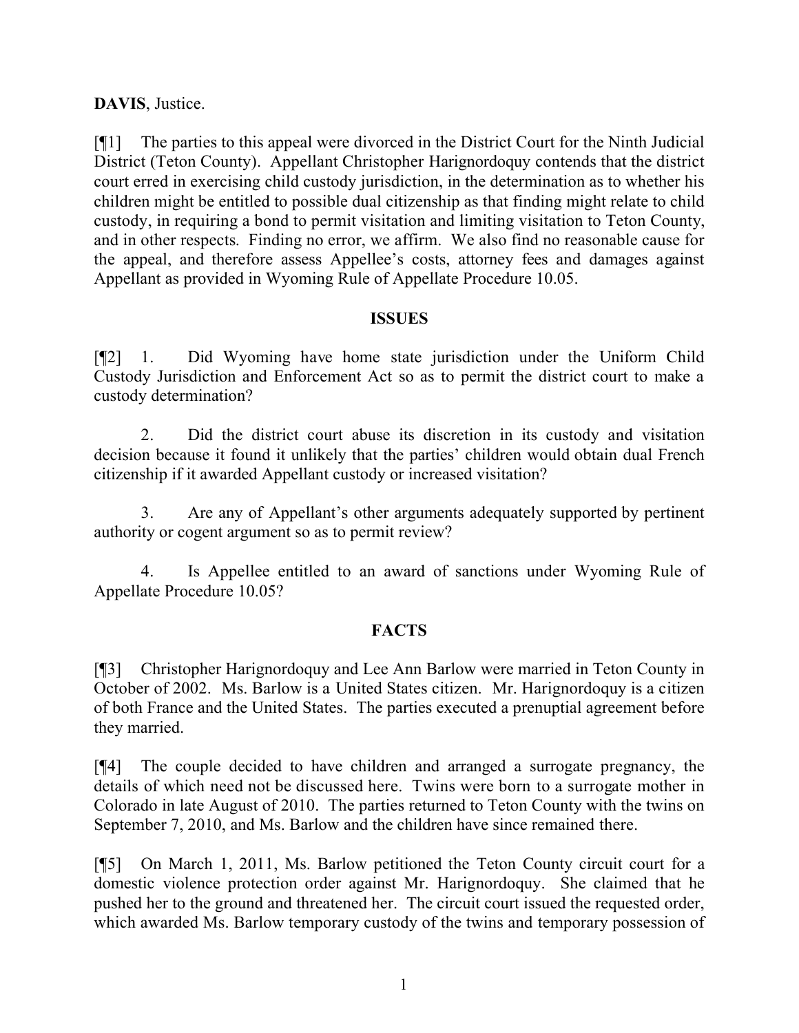**DAVIS**, Justice.

[¶1] The parties to this appeal were divorced in the District Court for the Ninth Judicial District (Teton County). Appellant Christopher Harignordoquy contends that the district court erred in exercising child custody jurisdiction, in the determination as to whether his children might be entitled to possible dual citizenship as that finding might relate to child custody, in requiring a bond to permit visitation and limiting visitation to Teton County, and in other respects. Finding no error, we affirm. We also find no reasonable cause for the appeal, and therefore assess Appellee's costs, attorney fees and damages against Appellant as provided in Wyoming Rule of Appellate Procedure 10.05.

## ISSUES

[¶2] 1. Did Wyoming have home state jurisdiction under the Uniform Child Custody Jurisdiction and Enforcement Act so as to permit the district court to make a custody determination?

2. Did the district court abuse its discretion in its custody and visitation decision because it found it unlikely that the parties' children would obtain dual French citizenship if it awarded Appellant custody or increased visitation?

3. Are any of Appellant's other arguments adequately supported by pertinent authority or cogent argument so as to permit review?

4. Is Appellee entitled to an award of sanctions under Wyoming Rule of Appellate Procedure 10.05?

## FACTS

[¶3] Christopher Harignordoquy and Lee Ann Barlow were married in Teton County in October of 2002. Ms. Barlow is a United States citizen. Mr. Harignordoquy is a citizen of both France and the United States. The parties executed a prenuptial agreement before they married.

[¶4] The couple decided to have children and arranged a surrogate pregnancy, the details of which need not be discussed here. Twins were born to a surrogate mother in Colorado in late August of 2010. The parties returned to Teton County with the twins on September 7, 2010, and Ms. Barlow and the children have since remained there.

[¶5] On March 1, 2011, Ms. Barlow petitioned the Teton County circuit court for a domestic violence protection order against Mr. Harignordoquy. She claimed that he pushed her to the ground and threatened her. The circuit court issued the requested order, which awarded Ms. Barlow temporary custody of the twins and temporary possession of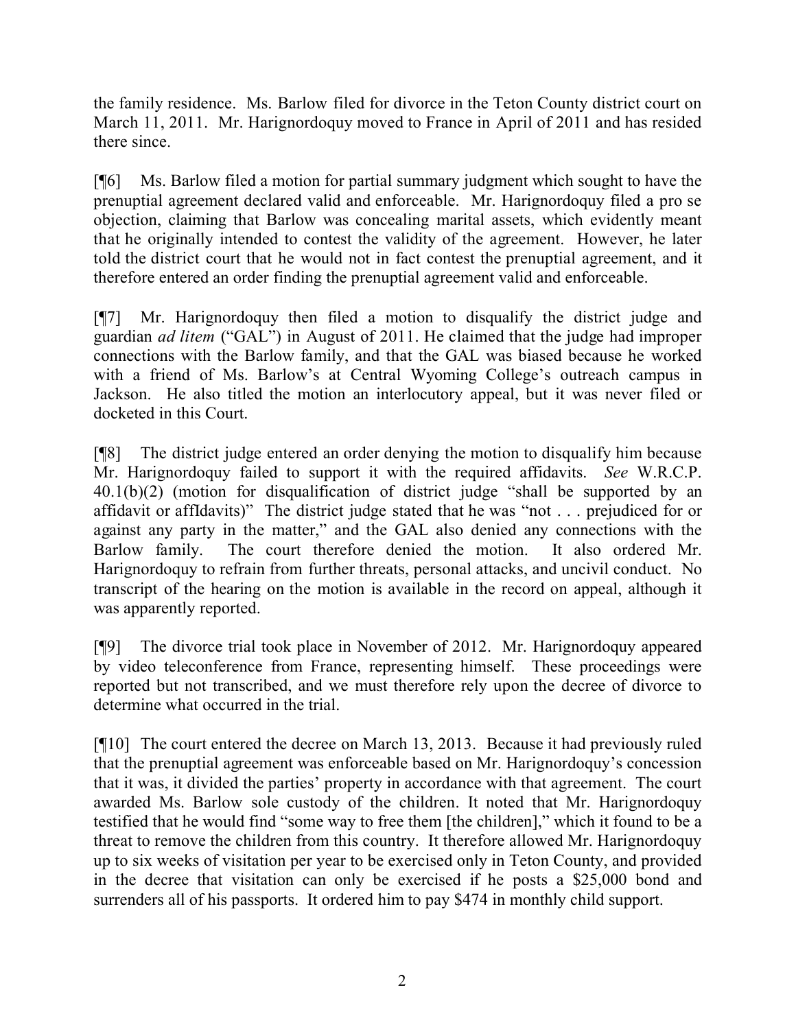the family residence. Ms. Barlow filed for divorce in the Teton County district court on March 11, 2011. Mr. Harignordoquy moved to France in April of 2011 and has resided there since.

[¶6] Ms. Barlow filed a motion for partial summary judgment which sought to have the prenuptial agreement declared valid and enforceable. Mr. Harignordoquy filed a pro se objection, claiming that Barlow was concealing marital assets, which evidently meant that he originally intended to contest the validity of the agreement. However, he later told the district court that he would not in fact contest the prenuptial agreement, and it therefore entered an order finding the prenuptial agreement valid and enforceable.

[¶7] Mr. Harignordoquy then filed a motion to disqualify the district judge and guardian *ad litem* ("GAL") in August of 2011. He claimed that the judge had improper connections with the Barlow family, and that the GAL was biased because he worked with a friend of Ms. Barlow's at Central Wyoming College's outreach campus in Jackson. He also titled the motion an interlocutory appeal, but it was never filed or docketed in this Court.

[¶8] The district judge entered an order denying the motion to disqualify him because Mr. Harignordoquy failed to support it with the required affidavits. *See* W.R.C.P. 40.1(b)(2) (motion for disqualification of district judge "shall be supported by an affidavit or affIdavits)" The district judge stated that he was "not . . . prejudiced for or against any party in the matter," and the GAL also denied any connections with the Barlow family. The court therefore denied the motion. It also ordered Mr. Harignordoquy to refrain from further threats, personal attacks, and uncivil conduct. No transcript of the hearing on the motion is available in the record on appeal, although it was apparently reported.

[¶9] The divorce trial took place in November of 2012. Mr. Harignordoquy appeared by video teleconference from France, representing himself. These proceedings were reported but not transcribed, and we must therefore rely upon the decree of divorce to determine what occurred in the trial.

[¶10] The court entered the decree on March 13, 2013. Because it had previously ruled that the prenuptial agreement was enforceable based on Mr. Harignordoquy's concession that it was, it divided the parties' property in accordance with that agreement. The court awarded Ms. Barlow sole custody of the children. It noted that Mr. Harignordoquy testified that he would find "some way to free them [the children]," which it found to be a threat to remove the children from this country. It therefore allowed Mr. Harignordoquy up to six weeks of visitation per year to be exercised only in Teton County, and provided in the decree that visitation can only be exercised if he posts a $25,000 bond and surrenders all of his passports. It ordered him to pay $474 in monthly child support.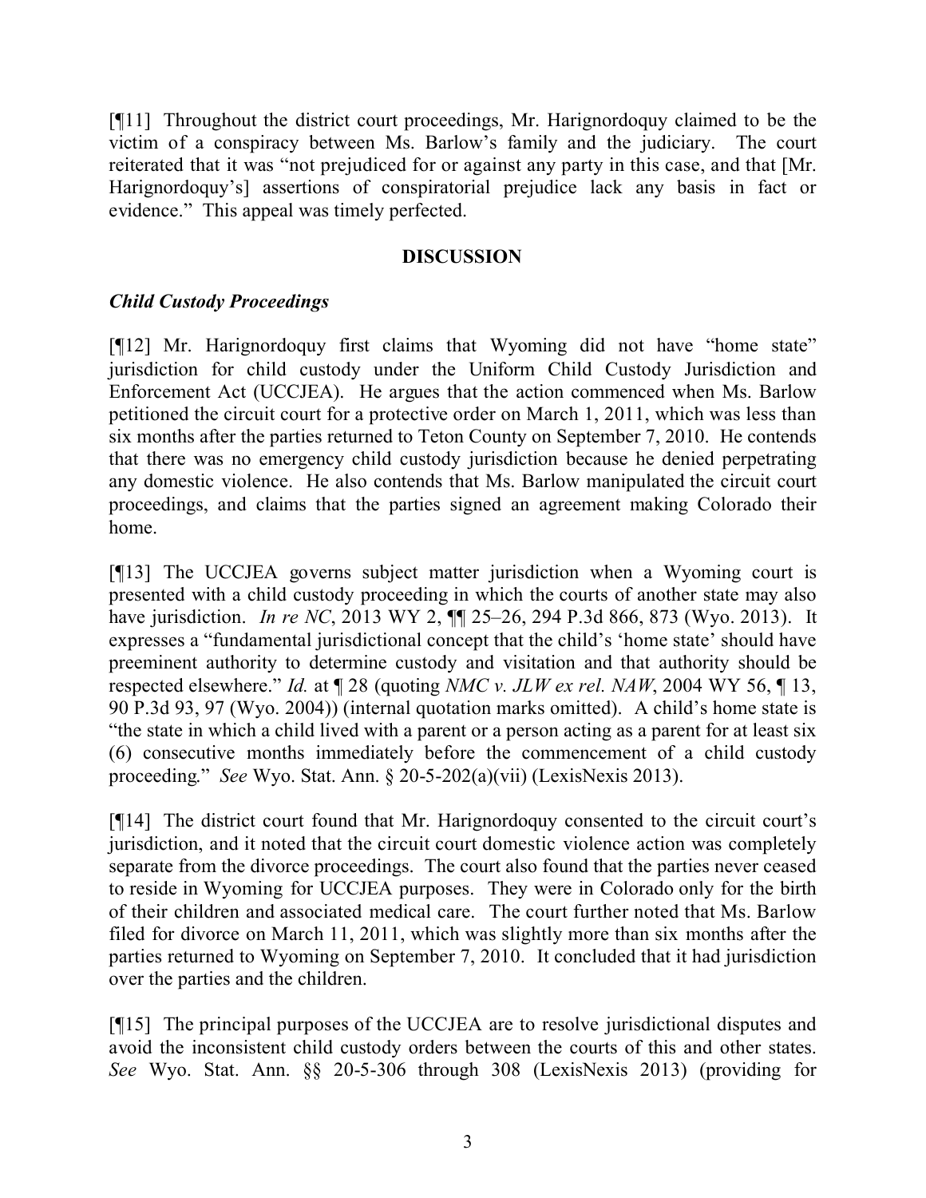[¶11] Throughout the district court proceedings, Mr. Harignordoquy claimed to be the victim of a conspiracy between Ms. Barlow's family and the judiciary. The court reiterated that it was "not prejudiced for or against any party in this case, and that [Mr. Harignordoquy's] assertions of conspiratorial prejudice lack any basis in fact or evidence." This appeal was timely perfected.

## DISCUSSION

### *Child Custody Proceedings*

[¶12] Mr. Harignordoquy first claims that Wyoming did not have "home state" jurisdiction for child custody under the Uniform Child Custody Jurisdiction and Enforcement Act (UCCJEA). He argues that the action commenced when Ms. Barlow petitioned the circuit court for a protective order on March 1, 2011, which was less than six months after the parties returned to Teton County on September 7, 2010. He contends that there was no emergency child custody jurisdiction because he denied perpetrating any domestic violence. He also contends that Ms. Barlow manipulated the circuit court proceedings, and claims that the parties signed an agreement making Colorado their home.

[¶13] The UCCJEA governs subject matter jurisdiction when a Wyoming court is presented with a child custody proceeding in which the courts of another state may also have jurisdiction. *In re NC*, 2013 WY 2, ¶¶ 25–26, 294 P.3d 866, 873 (Wyo. 2013). It expresses a "fundamental jurisdictional concept that the child's 'home state' should have preeminent authority to determine custody and visitation and that authority should be respected elsewhere." *Id.* at ¶ 28 (quoting *NMC v. JLW ex rel. NAW*, 2004 WY 56, ¶ 13, 90 P.3d 93, 97 (Wyo. 2004)) (internal quotation marks omitted). A child's home state is "the state in which a child lived with a parent or a person acting as a parent for at least six (6) consecutive months immediately before the commencement of a child custody proceeding." *See* Wyo. Stat. Ann. § 20-5-202(a)(vii) (LexisNexis 2013).

[¶14] The district court found that Mr. Harignordoquy consented to the circuit court's jurisdiction, and it noted that the circuit court domestic violence action was completely separate from the divorce proceedings. The court also found that the parties never ceased to reside in Wyoming for UCCJEA purposes. They were in Colorado only for the birth of their children and associated medical care. The court further noted that Ms. Barlow filed for divorce on March 11, 2011, which was slightly more than six months after the parties returned to Wyoming on September 7, 2010. It concluded that it had jurisdiction over the parties and the children.

[¶15] The principal purposes of the UCCJEA are to resolve jurisdictional disputes and avoid the inconsistent child custody orders between the courts of this and other states. *See* Wyo. Stat. Ann. §§ 20-5-306 through 308 (LexisNexis 2013) (providing for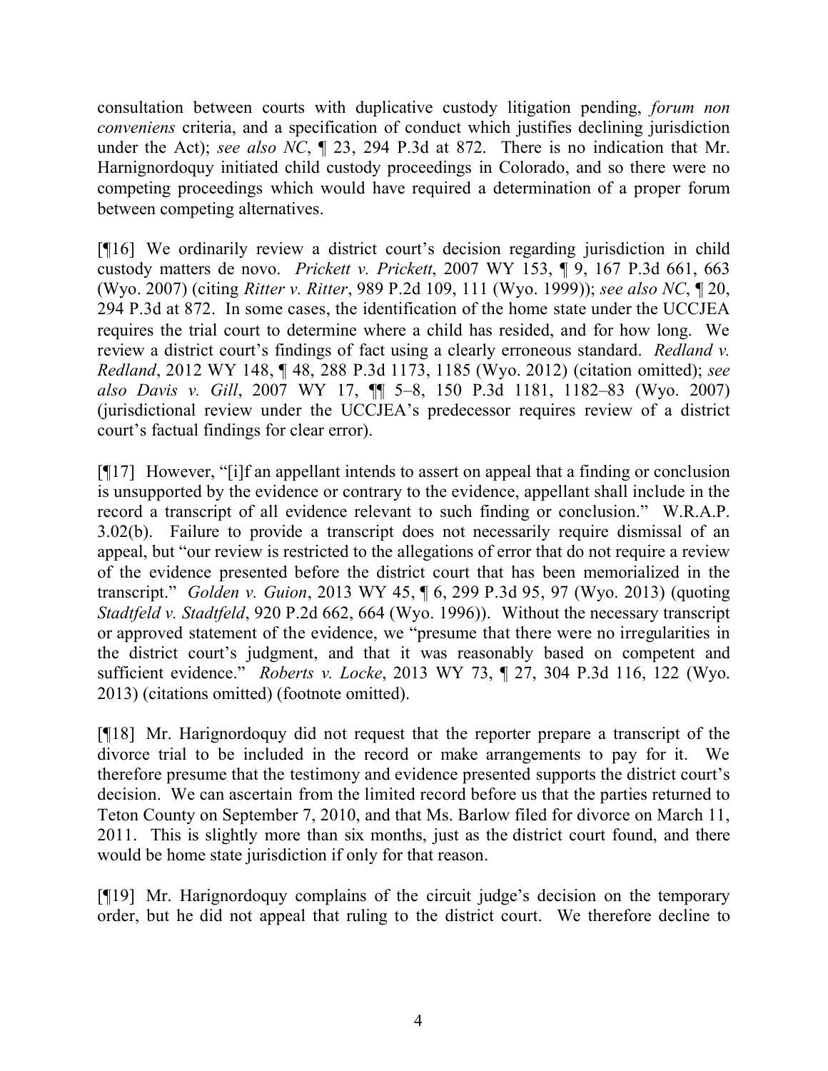consultation between courts with duplicative custody litigation pending, *forum non conveniens* criteria, and a specification of conduct which justifies declining jurisdiction under the Act); *see also NC*, ¶ 23, 294 P.3d at 872. There is no indication that Mr. Harnignordoquy initiated child custody proceedings in Colorado, and so there were no competing proceedings which would have required a determination of a proper forum between competing alternatives.

[¶16] We ordinarily review a district court's decision regarding jurisdiction in child custody matters de novo. *Prickett v. Prickett*, 2007 WY 153, ¶ 9, 167 P.3d 661, 663 (Wyo. 2007) (citing *Ritter v. Ritter*, 989 P.2d 109, 111 (Wyo. 1999)); *see also NC*, ¶ 20, 294 P.3d at 872. In some cases, the identification of the home state under the UCCJEA requires the trial court to determine where a child has resided, and for how long. We review a district court's findings of fact using a clearly erroneous standard. *Redland v. Redland*, 2012 WY 148, ¶ 48, 288 P.3d 1173, 1185 (Wyo. 2012) (citation omitted); *see also Davis v. Gill*, 2007 WY 17, ¶¶ 5–8, 150 P.3d 1181, 1182–83 (Wyo. 2007) (jurisdictional review under the UCCJEA's predecessor requires review of a district court's factual findings for clear error).

[¶17] However, "[i]f an appellant intends to assert on appeal that a finding or conclusion is unsupported by the evidence or contrary to the evidence, appellant shall include in the record a transcript of all evidence relevant to such finding or conclusion." W.R.A.P. 3.02(b). Failure to provide a transcript does not necessarily require dismissal of an appeal, but "our review is restricted to the allegations of error that do not require a review of the evidence presented before the district court that has been memorialized in the transcript." *Golden v. Guion*, 2013 WY 45, ¶ 6, 299 P.3d 95, 97 (Wyo. 2013) (quoting *Stadtfeld v. Stadtfeld*, 920 P.2d 662, 664 (Wyo. 1996)). Without the necessary transcript or approved statement of the evidence, we "presume that there were no irregularities in the district court's judgment, and that it was reasonably based on competent and sufficient evidence." *Roberts v. Locke*, 2013 WY 73, ¶ 27, 304 P.3d 116, 122 (Wyo. 2013) (citations omitted) (footnote omitted).

[¶18] Mr. Harignordoquy did not request that the reporter prepare a transcript of the divorce trial to be included in the record or make arrangements to pay for it. We therefore presume that the testimony and evidence presented supports the district court's decision. We can ascertain from the limited record before us that the parties returned to Teton County on September 7, 2010, and that Ms. Barlow filed for divorce on March 11, 2011. This is slightly more than six months, just as the district court found, and there would be home state jurisdiction if only for that reason.

[¶19] Mr. Harignordoquy complains of the circuit judge's decision on the temporary order, but he did not appeal that ruling to the district court. We therefore decline to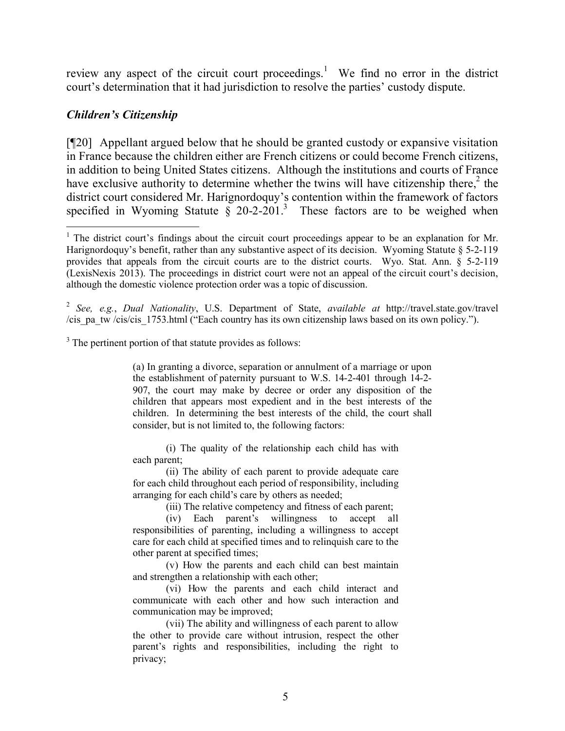review any aspect of the circuit court proceedings.[1] We find no error in the district court's determination that it had jurisdiction to resolve the parties' custody dispute.

### *Children's Citizenship*

[¶20] Appellant argued below that he should be granted custody or expansive visitation in France because the children either are French citizens or could become French citizens, in addition to being United States citizens. Although the institutions and courts of France have exclusive authority to determine whether the twins will have citizenship there,[2] the district court considered Mr. Harignordoquy's contention within the framework of factors specified in Wyoming Statute § 20-2-201.[3] These factors are to be weighed when

---

[1] The district court's findings about the circuit court proceedings appear to be an explanation for Mr. Harignordoquy's benefit, rather than any substantive aspect of its decision. Wyoming Statute § 5-2-119 provides that appeals from the circuit courts are to the district courts. Wyo. Stat. Ann. § 5-2-119 (LexisNexis 2013). The proceedings in district court were not an appeal of the circuit court's decision, although the domestic violence protection order was a topic of discussion.

[2] *See, e.g.*, *Dual Nationality*, U.S. Department of State, *available at* http://travel.state.gov/travel/cis_pa_tw/cis/cis_1753.html ("Each country has its own citizenship laws based on its own policy.").

[3] The pertinent portion of that statute provides as follows:

> (a) In granting a divorce, separation or annulment of a marriage or upon the establishment of paternity pursuant to W.S. 14-2-401 through 14-2-907, the court may make by decree or order any disposition of the children that appears most expedient and in the best interests of the children. In determining the best interests of the child, the court shall consider, but is not limited to, the following factors:
>
> (i) The quality of the relationship each child has with each parent;
>
> (ii) The ability of each parent to provide adequate care for each child throughout each period of responsibility, including arranging for each child's care by others as needed;
>
> (iii) The relative competency and fitness of each parent;
>
> (iv) Each parent's willingness to accept all responsibilities of parenting, including a willingness to accept care for each child at specified times and to relinquish care to the other parent at specified times;
>
> (v) How the parents and each child can best maintain and strengthen a relationship with each other;
>
> (vi) How the parents and each child interact and communicate with each other and how such interaction and communication may be improved;
>
> (vii) The ability and willingness of each parent to allow the other to provide care without intrusion, respect the other parent's rights and responsibilities, including the right to privacy;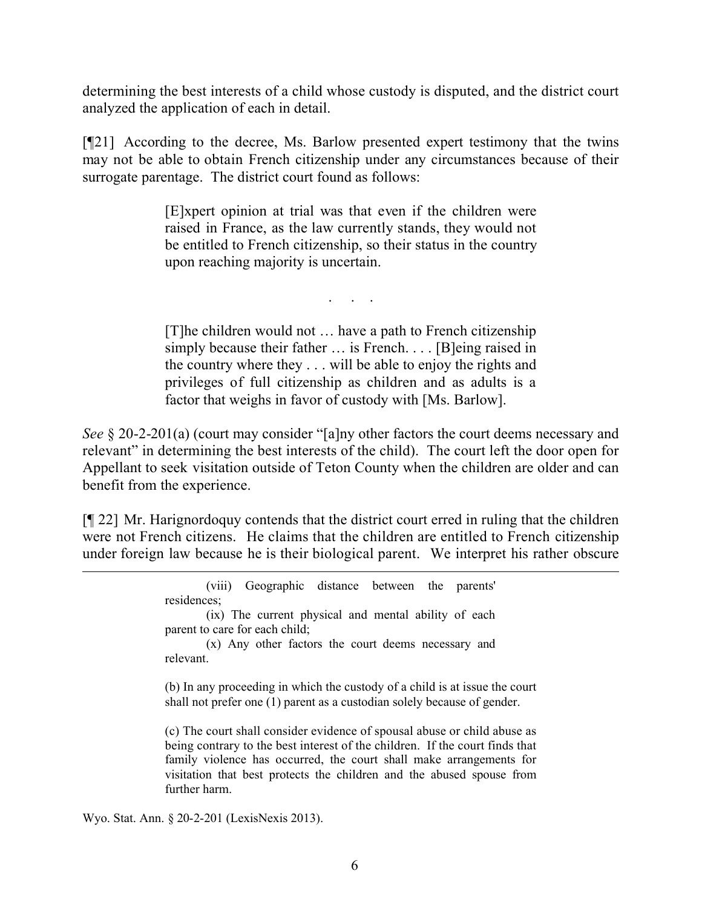determining the best interests of a child whose custody is disputed, and the district court analyzed the application of each in detail.

[¶21] According to the decree, Ms. Barlow presented expert testimony that the twins may not be able to obtain French citizenship under any circumstances because of their surrogate parentage. The district court found as follows:

> [E]xpert opinion at trial was that even if the children were raised in France, as the law currently stands, they would not be entitled to French citizenship, so their status in the country upon reaching majority is uncertain.
>
> . . .
>
> [T]he children would not … have a path to French citizenship simply because their father … is French. . . . [B]eing raised in the country where they . . . will be able to enjoy the rights and privileges of full citizenship as children and as adults is a factor that weighs in favor of custody with [Ms. Barlow].

*See* § 20-2-201(a) (court may consider "[a]ny other factors the court deems necessary and relevant" in determining the best interests of the child). The court left the door open for Appellant to seek visitation outside of Teton County when the children are older and can benefit from the experience.

[¶ 22] Mr. Harignordoquy contends that the district court erred in ruling that the children were not French citizens. He claims that the children are entitled to French citizenship under foreign law because he is their biological parent. We interpret his rather obscure

---

> (viii) Geographic distance between the parents' residences;
>
> (ix) The current physical and mental ability of each parent to care for each child;
>
> (x) Any other factors the court deems necessary and relevant.
>
> (b) In any proceeding in which the custody of a child is at issue the court shall not prefer one (1) parent as a custodian solely because of gender.
>
> (c) The court shall consider evidence of spousal abuse or child abuse as being contrary to the best interest of the children. If the court finds that family violence has occurred, the court shall make arrangements for visitation that best protects the children and the abused spouse from further harm.

Wyo. Stat. Ann. § 20-2-201 (LexisNexis 2013).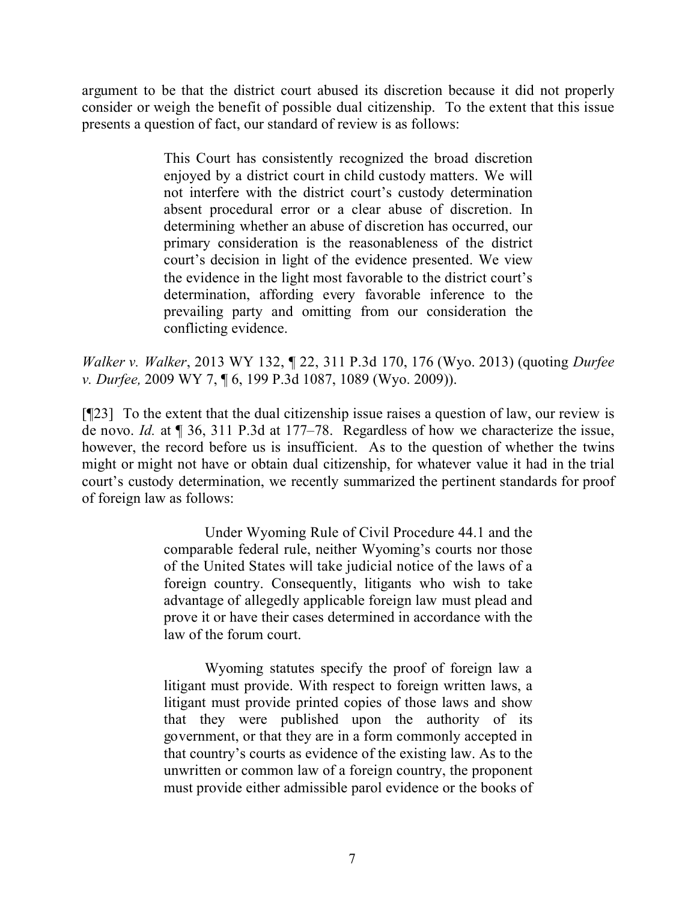argument to be that the district court abused its discretion because it did not properly consider or weigh the benefit of possible dual citizenship. To the extent that this issue presents a question of fact, our standard of review is as follows:

> This Court has consistently recognized the broad discretion enjoyed by a district court in child custody matters. We will not interfere with the district court's custody determination absent procedural error or a clear abuse of discretion. In determining whether an abuse of discretion has occurred, our primary consideration is the reasonableness of the district court's decision in light of the evidence presented. We view the evidence in the light most favorable to the district court's determination, affording every favorable inference to the prevailing party and omitting from our consideration the conflicting evidence.

*Walker v. Walker*, 2013 WY 132, ¶ 22, 311 P.3d 170, 176 (Wyo. 2013) (quoting *Durfee v. Durfee,* 2009 WY 7, ¶ 6, 199 P.3d 1087, 1089 (Wyo. 2009)).

[¶23] To the extent that the dual citizenship issue raises a question of law, our review is de novo. *Id.* at ¶ 36, 311 P.3d at 177–78. Regardless of how we characterize the issue, however, the record before us is insufficient. As to the question of whether the twins might or might not have or obtain dual citizenship, for whatever value it had in the trial court's custody determination, we recently summarized the pertinent standards for proof of foreign law as follows:

> Under Wyoming Rule of Civil Procedure 44.1 and the comparable federal rule, neither Wyoming's courts nor those of the United States will take judicial notice of the laws of a foreign country. Consequently, litigants who wish to take advantage of allegedly applicable foreign law must plead and prove it or have their cases determined in accordance with the law of the forum court.
>
> Wyoming statutes specify the proof of foreign law a litigant must provide. With respect to foreign written laws, a litigant must provide printed copies of those laws and show that they were published upon the authority of its government, or that they are in a form commonly accepted in that country's courts as evidence of the existing law. As to the unwritten or common law of a foreign country, the proponent must provide either admissible parol evidence or the books of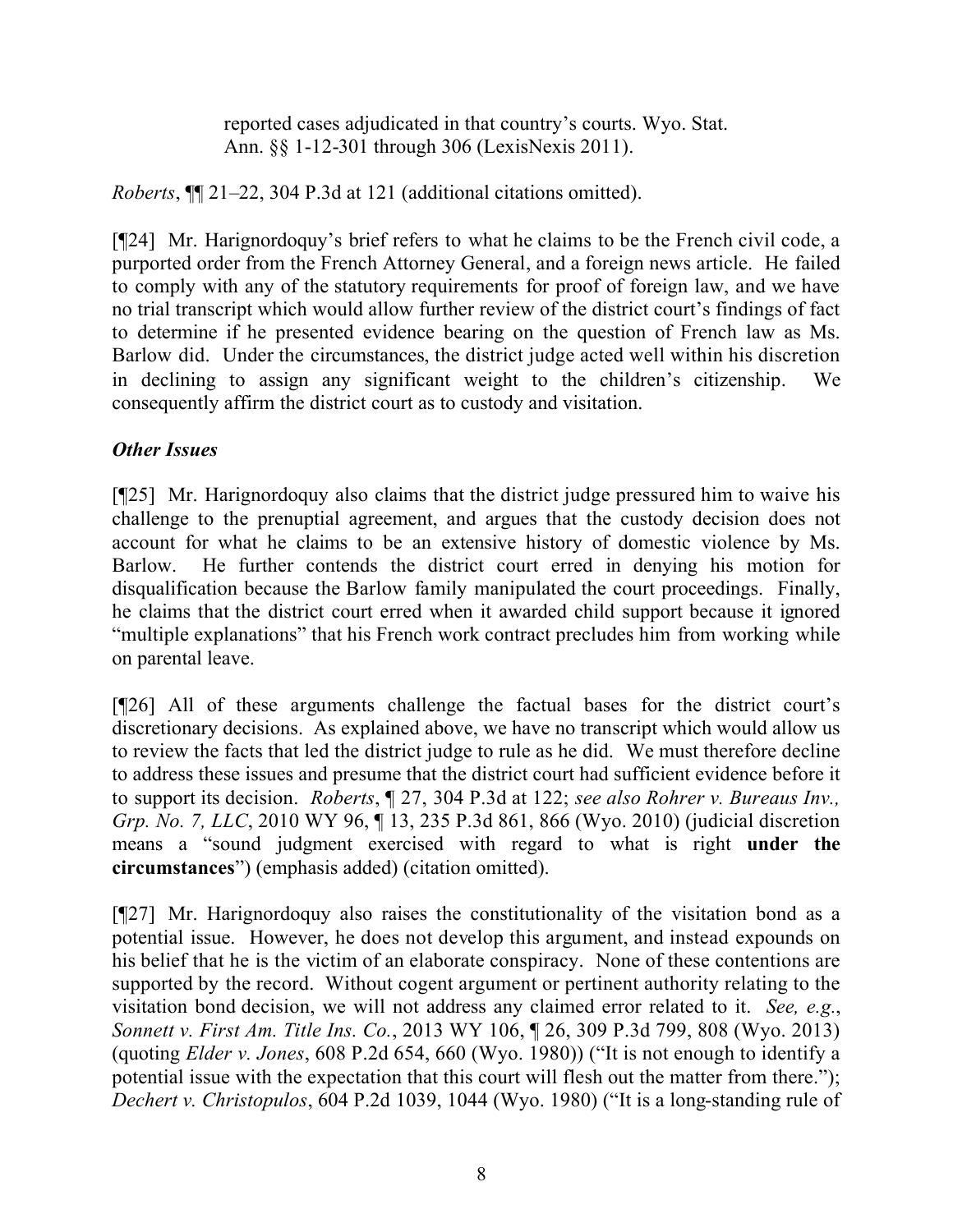reported cases adjudicated in that country's courts. Wyo. Stat. Ann. §§ 1-12-301 through 306 (LexisNexis 2011).

*Roberts*, ¶¶ 21–22, 304 P.3d at 121 (additional citations omitted).

[¶24] Mr. Harignordoquy's brief refers to what he claims to be the French civil code, a purported order from the French Attorney General, and a foreign news article. He failed to comply with any of the statutory requirements for proof of foreign law, and we have no trial transcript which would allow further review of the district court's findings of fact to determine if he presented evidence bearing on the question of French law as Ms. Barlow did. Under the circumstances, the district judge acted well within his discretion in declining to assign any significant weight to the children's citizenship. We consequently affirm the district court as to custody and visitation.

***Other Issues***

[¶25] Mr. Harignordoquy also claims that the district judge pressured him to waive his challenge to the prenuptial agreement, and argues that the custody decision does not account for what he claims to be an extensive history of domestic violence by Ms. Barlow. He further contends the district court erred in denying his motion for disqualification because the Barlow family manipulated the court proceedings. Finally, he claims that the district court erred when it awarded child support because it ignored "multiple explanations" that his French work contract precludes him from working while on parental leave.

[¶26] All of these arguments challenge the factual bases for the district court's discretionary decisions. As explained above, we have no transcript which would allow us to review the facts that led the district judge to rule as he did. We must therefore decline to address these issues and presume that the district court had sufficient evidence before it to support its decision. *Roberts*, ¶ 27, 304 P.3d at 122; *see also Rohrer v. Bureaus Inv., Grp. No. 7, LLC*, 2010 WY 96, ¶ 13, 235 P.3d 861, 866 (Wyo. 2010) (judicial discretion means a "sound judgment exercised with regard to what is right **under the circumstances**") (emphasis added) (citation omitted).

[¶27] Mr. Harignordoquy also raises the constitutionality of the visitation bond as a potential issue. However, he does not develop this argument, and instead expounds on his belief that he is the victim of an elaborate conspiracy. None of these contentions are supported by the record. Without cogent argument or pertinent authority relating to the visitation bond decision, we will not address any claimed error related to it. *See, e.g.*, *Sonnett v. First Am. Title Ins. Co.*, 2013 WY 106, ¶ 26, 309 P.3d 799, 808 (Wyo. 2013) (quoting *Elder v. Jones*, 608 P.2d 654, 660 (Wyo. 1980)) ("It is not enough to identify a potential issue with the expectation that this court will flesh out the matter from there."); *Dechert v. Christopulos*, 604 P.2d 1039, 1044 (Wyo. 1980) ("It is a long-standing rule of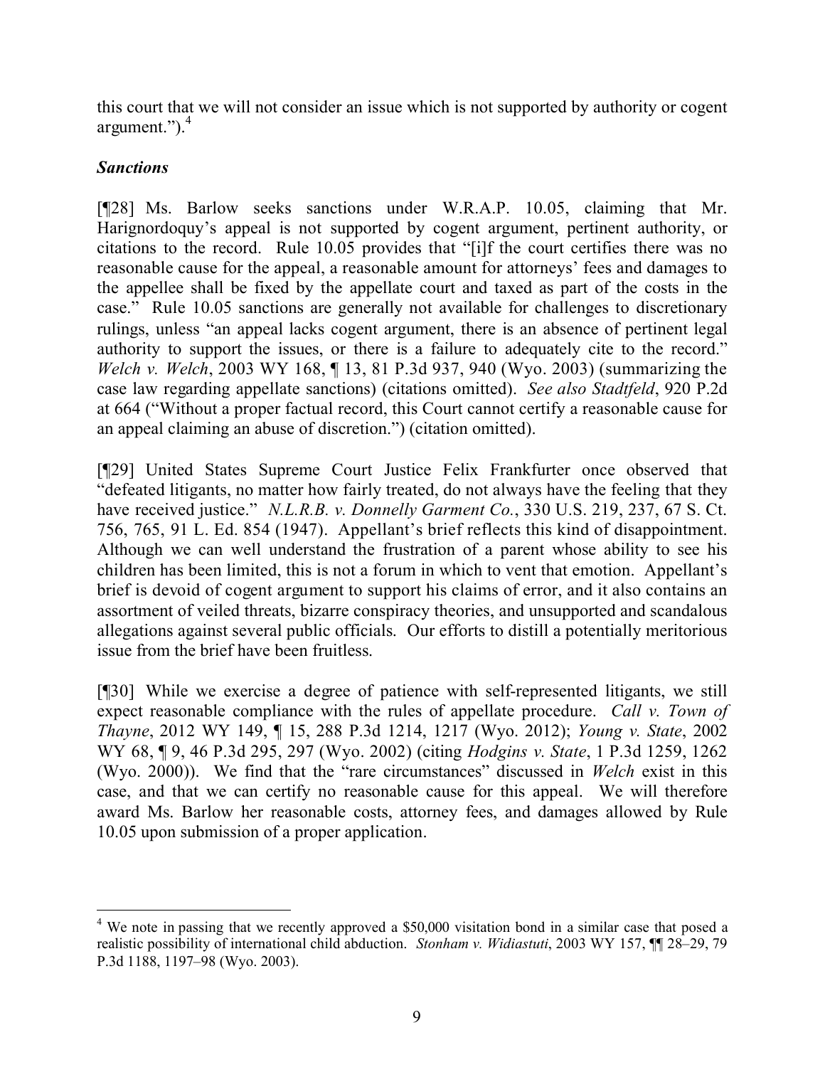this court that we will not consider an issue which is not supported by authority or cogent argument.").[4]

### *Sanctions*

[¶28] Ms. Barlow seeks sanctions under W.R.A.P. 10.05, claiming that Mr. Harignordoquy's appeal is not supported by cogent argument, pertinent authority, or citations to the record. Rule 10.05 provides that "[i]f the court certifies there was no reasonable cause for the appeal, a reasonable amount for attorneys' fees and damages to the appellee shall be fixed by the appellate court and taxed as part of the costs in the case." Rule 10.05 sanctions are generally not available for challenges to discretionary rulings, unless "an appeal lacks cogent argument, there is an absence of pertinent legal authority to support the issues, or there is a failure to adequately cite to the record." *Welch v. Welch*, 2003 WY 168, ¶ 13, 81 P.3d 937, 940 (Wyo. 2003) (summarizing the case law regarding appellate sanctions) (citations omitted). *See also Stadtfeld*, 920 P.2d at 664 ("Without a proper factual record, this Court cannot certify a reasonable cause for an appeal claiming an abuse of discretion.") (citation omitted).

[¶29] United States Supreme Court Justice Felix Frankfurter once observed that "defeated litigants, no matter how fairly treated, do not always have the feeling that they have received justice." *N.L.R.B. v. Donnelly Garment Co.*, 330 U.S. 219, 237, 67 S. Ct. 756, 765, 91 L. Ed. 854 (1947). Appellant's brief reflects this kind of disappointment. Although we can well understand the frustration of a parent whose ability to see his children has been limited, this is not a forum in which to vent that emotion. Appellant's brief is devoid of cogent argument to support his claims of error, and it also contains an assortment of veiled threats, bizarre conspiracy theories, and unsupported and scandalous allegations against several public officials. Our efforts to distill a potentially meritorious issue from the brief have been fruitless.

[¶30] While we exercise a degree of patience with self-represented litigants, we still expect reasonable compliance with the rules of appellate procedure. *Call v. Town of Thayne*, 2012 WY 149, ¶ 15, 288 P.3d 1214, 1217 (Wyo. 2012); *Young v. State*, 2002 WY 68, ¶ 9, 46 P.3d 295, 297 (Wyo. 2002) (citing *Hodgins v. State*, 1 P.3d 1259, 1262 (Wyo. 2000)). We find that the "rare circumstances" discussed in *Welch* exist in this case, and that we can certify no reasonable cause for this appeal. We will therefore award Ms. Barlow her reasonable costs, attorney fees, and damages allowed by Rule 10.05 upon submission of a proper application.

---

[4] We note in passing that we recently approved a $50,000 visitation bond in a similar case that posed a realistic possibility of international child abduction. *Stonham v. Widiastuti*, 2003 WY 157, ¶¶ 28–29, 79 P.3d 1188, 1197–98 (Wyo. 2003).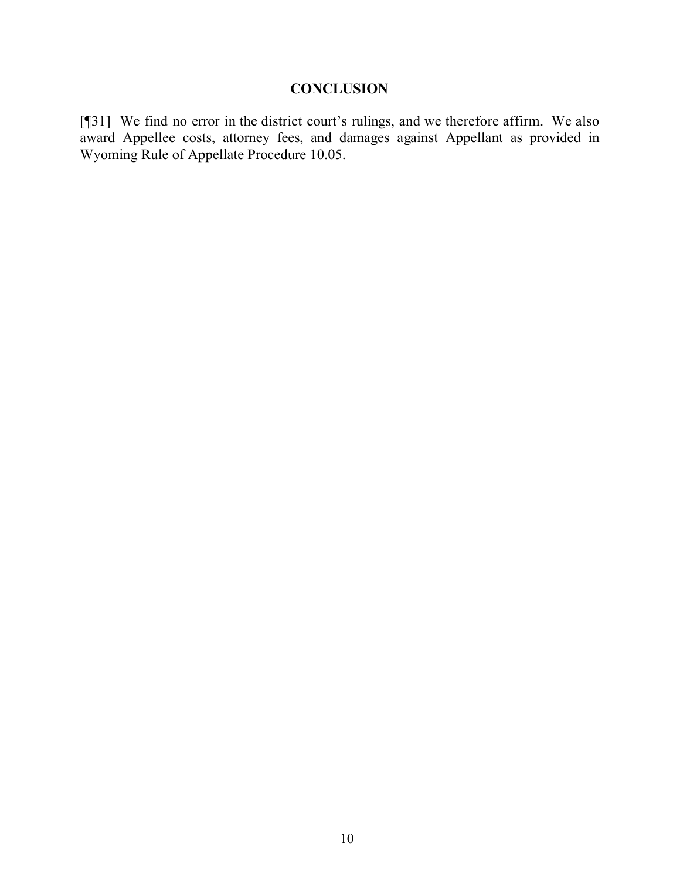## CONCLUSION

[¶31] We find no error in the district court's rulings, and we therefore affirm. We also award Appellee costs, attorney fees, and damages against Appellant as provided in Wyoming Rule of Appellate Procedure 10.05.